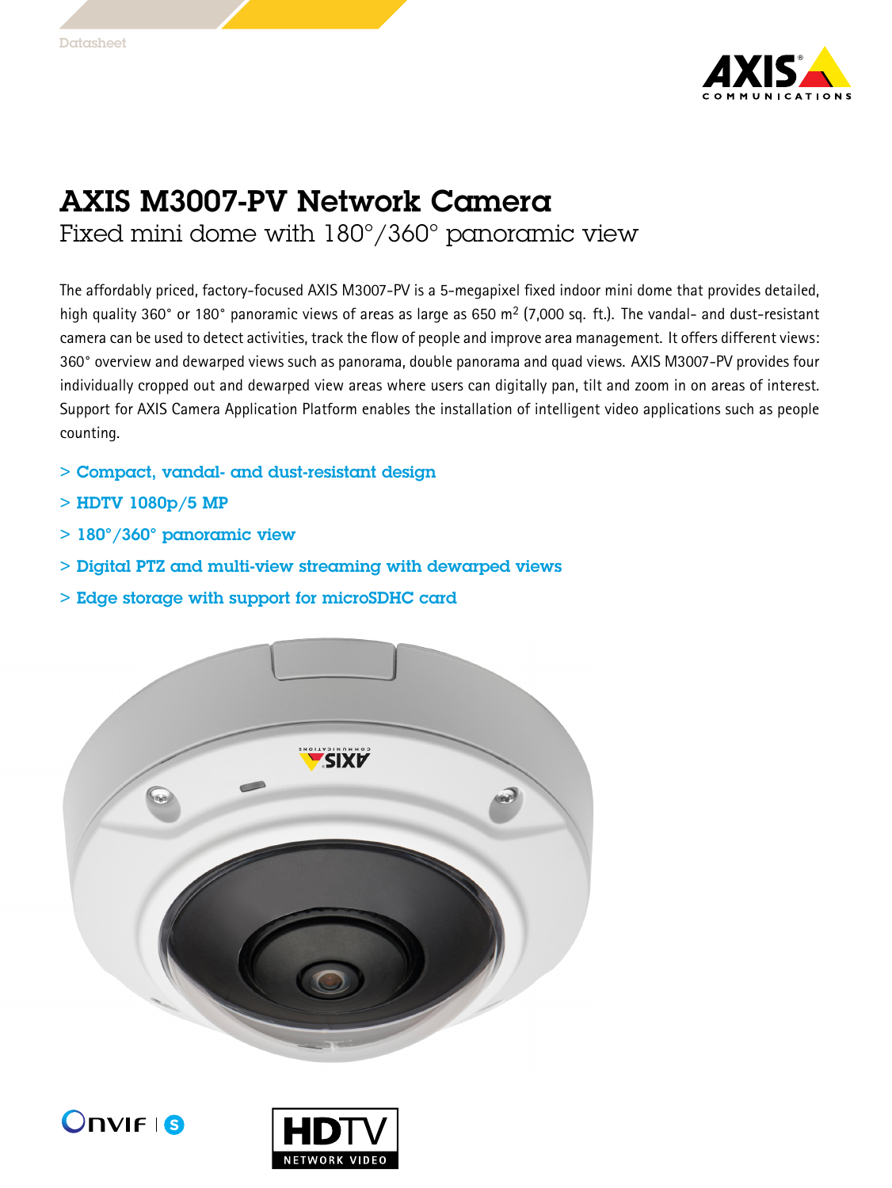Datasheet

# AXIS M3007-PV Network Camera

## Fixed mini dome with 180°/360° panoramic view

The affordably priced, factory-focused AXIS M3007-PV is a 5-megapixel fixed indoor mini dome that provides detailed, high quality 360° or 180° panoramic views of areas as large as 650 $m^2$ (7,000 sq. ft.). The vandal- and dust-resistant camera can be used to detect activities, track the flow of people and improve area management. It offers different views: 360° overview and dewarped views such as panorama, double panorama and quad views. AXIS M3007-PV provides four individually cropped out and dewarped view areas where users can digitally pan, tilt and zoom in on areas of interest. Support for AXIS Camera Application Platform enables the installation of intelligent video applications such as people counting.

- > **Compact, vandal- and dust-resistant design**
- > **HDTV 1080p/5 MP**
- > **180°/360° panoramic view**
- > **Digital PTZ and multi-view streaming with dewarped views**
- > **Edge storage with support for microSDHC card**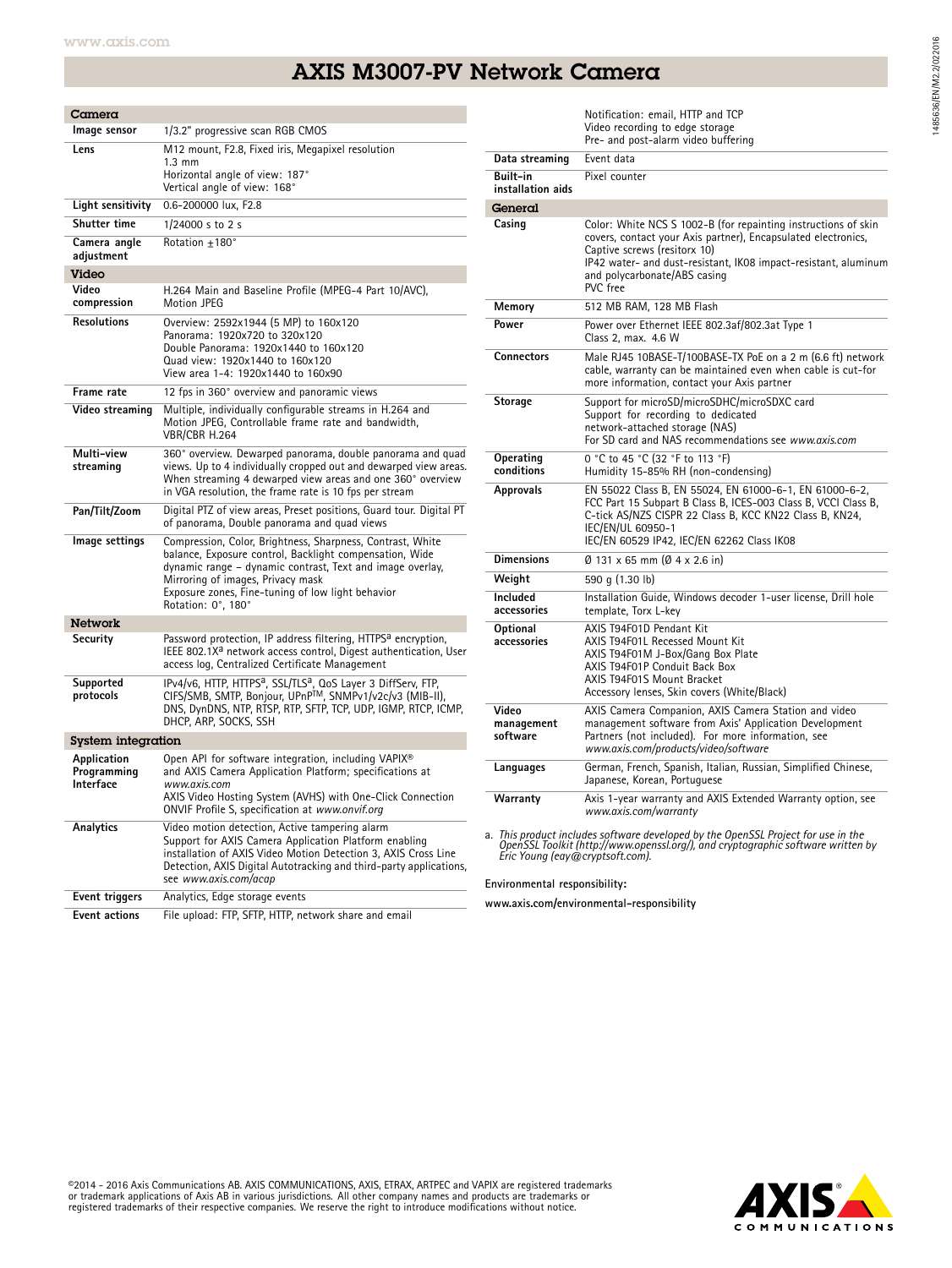# AXIS M3007-PV Network Camera

## Camera

| | |
|---|---|
| **Image sensor** | 1/3.2" progressive scan RGB CMOS |
| **Lens** | M12 mount, F2.8, Fixed iris, Megapixel resolution<br>1.3 mm<br>Horizontal angle of view: 187°<br>Vertical angle of view: 168° |
| **Light sensitivity** | 0.6-200000 lux, F2.8 |
| **Shutter time** | 1/24000 s to 2 s |
| **Camera angle adjustment** | Rotation ±180° |

## Video

| | |
|---|---|
| **Video compression** | H.264 Main and Baseline Profile (MPEG-4 Part 10/AVC), Motion JPEG |
| **Resolutions** | Overview: 2592x1944 (5 MP) to 160x120<br>Panorama: 1920x720 to 320x120<br>Double Panorama: 1920x1440 to 160x120<br>Quad view: 1920x1440 to 160x120<br>View area 1-4: 1920x1440 to 160x90 |
| **Frame rate** | 12 fps in 360° overview and panoramic views |
| **Video streaming** | Multiple, individually configurable streams in H.264 and Motion JPEG, Controllable frame rate and bandwidth, VBR/CBR H.264 |
| **Multi-view streaming** | 360° overview. Dewarped panorama, double panorama and quad views. Up to 4 individually cropped out and dewarped view areas. When streaming 4 dewarped view areas and one 360° overview in VGA resolution, the frame rate is 10 fps per stream |
| **Pan/Tilt/Zoom** | Digital PTZ of view areas, Preset positions, Guard tour. Digital PT of panorama, Double panorama and quad views |
| **Image settings** | Compression, Color, Brightness, Sharpness, Contrast, White balance, Exposure control, Backlight compensation, Wide dynamic range – dynamic contrast, Text and image overlay, Mirroring of images, Privacy mask<br>Exposure zones, Fine-tuning of low light behavior<br>Rotation: 0°, 180° |

## Network

| | |
|---|---|
| **Security** | Password protection, IP address filtering, HTTPS[a] encryption, IEEE 802.1X[a] network access control, Digest authentication, User access log, Centralized Certificate Management |
| **Supported protocols** | IPv4/v6, HTTP, HTTPS[a], SSL/TLS[a], QoS Layer 3 DiffServ, FTP, CIFS/SMB, SMTP, Bonjour, UPnP™, SNMPv1/v2c/v3 (MIB-II), DNS, DynDNS, NTP, RTSP, RTP, SFTP, TCP, UDP, IGMP, RTCP, ICMP, DHCP, ARP, SOCKS, SSH |

## System integration

| | |
|---|---|
| **Application Programming Interface** | Open API for software integration, including VAPIX® and AXIS Camera Application Platform; specifications at *www.axis.com*<br>AXIS Video Hosting System (AVHS) with One-Click Connection<br>ONVIF Profile S, specification at *www.onvif.org* |
| **Analytics** | Video motion detection, Active tampering alarm<br>Support for AXIS Camera Application Platform enabling installation of AXIS Video Motion Detection 3, AXIS Cross Line Detection, AXIS Digital Autotracking and third-party applications, see *www.axis.com/acap* |
| **Event triggers** | Analytics, Edge storage events |
| **Event actions** | File upload: FTP, SFTP, HTTP, network share and email<br>Notification: email, HTTP and TCP<br>Video recording to edge storage<br>Pre- and post-alarm video buffering |
| **Data streaming** | Event data |
| **Built-in installation aids** | Pixel counter |

## General

| | |
|---|---|
| **Casing** | Color: White NCS S 1002-B (for repainting instructions of skin covers, contact your Axis partner), Encapsulated electronics, Captive screws (resitorx 10)<br>IP42 water- and dust-resistant, IK08 impact-resistant, aluminum and polycarbonate/ABS casing<br>PVC free |
| **Memory** | 512 MB RAM, 128 MB Flash |
| **Power** | Power over Ethernet IEEE 802.3af/802.3at Type 1<br>Class 2, max. 4.6 W |
| **Connectors** | Male RJ45 10BASE-T/100BASE-TX PoE on a 2 m (6.6 ft) network cable, warranty can be maintained even when cable is cut-for more information, contact your Axis partner |
| **Storage** | Support for microSD/microSDHC/microSDXC card<br>Support for recording to dedicated network-attached storage (NAS)<br>For SD card and NAS recommendations see *www.axis.com* |
| **Operating conditions** | 0 °C to 45 °C (32 °F to 113 °F)<br>Humidity 15–85% RH (non-condensing) |
| **Approvals** | EN 55022 Class B, EN 55024, EN 61000-6-1, EN 61000-6-2, FCC Part 15 Subpart B Class B, ICES-003 Class B, VCCI Class B, C-tick AS/NZS CISPR 22 Class B, KCC KN22 Class B, KN24, IEC/EN/UL 60950-1<br>IEC/EN 60529 IP42, IEC/EN 62262 Class IK08 |
| **Dimensions** | Ø 131 x 65 mm (Ø 4 x 2.6 in) |
| **Weight** | 590 g (1.30 lb) |
| **Included accessories** | Installation Guide, Windows decoder 1-user license, Drill hole template, Torx L-key |
| **Optional accessories** | AXIS T94F01D Pendant Kit<br>AXIS T94F01L Recessed Mount Kit<br>AXIS T94F01M J-Box/Gang Box Plate<br>AXIS T94F01P Conduit Back Box<br>AXIS T94F01S Mount Bracket<br>Accessory lenses, Skin covers (White/Black) |
| **Video management software** | AXIS Camera Companion, AXIS Camera Station and video management software from Axis' Application Development Partners (not included). For more information, see *www.axis.com/products/video/software* |
| **Languages** | German, French, Spanish, Italian, Russian, Simplified Chinese, Japanese, Korean, Portuguese |
| **Warranty** | Axis 1-year warranty and AXIS Extended Warranty option, see *www.axis.com/warranty* |

a. *This product includes software developed by the OpenSSL Project for use in the OpenSSL Toolkit (http://www.openssl.org/), and cryptographic software written by Eric Young (eay@cryptsoft.com).*

**Environmental responsibility:**

**www.axis.com/environmental-responsibility**

©2014 - 2016 Axis Communications AB. AXIS COMMUNICATIONS, AXIS, ETRAX, ARTPEC and VAPIX are registered trademarks or trademark applications of Axis AB in various jurisdictions. All other company names and products are trademarks or registered trademarks of their respective companies. We reserve the right to introduce modifications without notice.